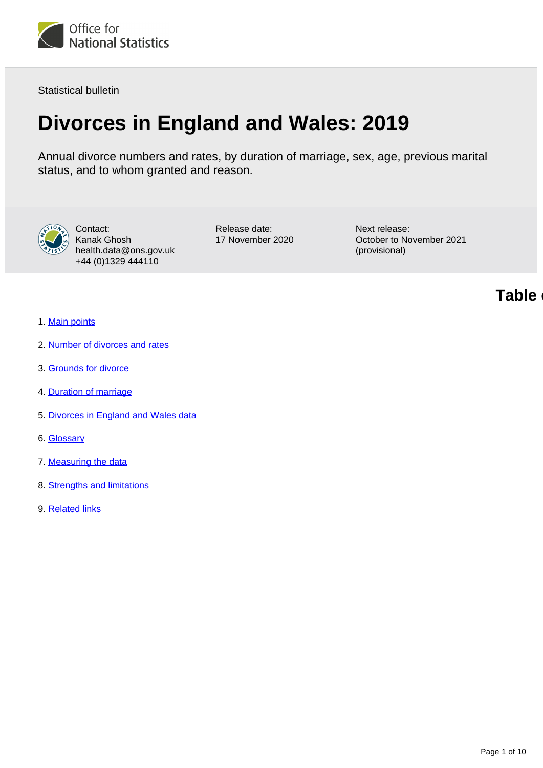Office for National Statistics

Statistical bulletin

# Divorces in England and Wales: 2019

Annual divorce numbers and rates, by duration of marriage, sex, age, previous marital status, and to whom granted and reason.

Contact:
Kanak Ghosh
health.data@ons.gov.uk
+44 (0)1329 444110

Release date:
17 November 2020

Next release:
October to November 2021 (provisional)

## Table of contents

1. Main points
2. Number of divorces and rates
3. Grounds for divorce
4. Duration of marriage
5. Divorces in England and Wales data
6. Glossary
7. Measuring the data
8. Strengths and limitations
9. Related links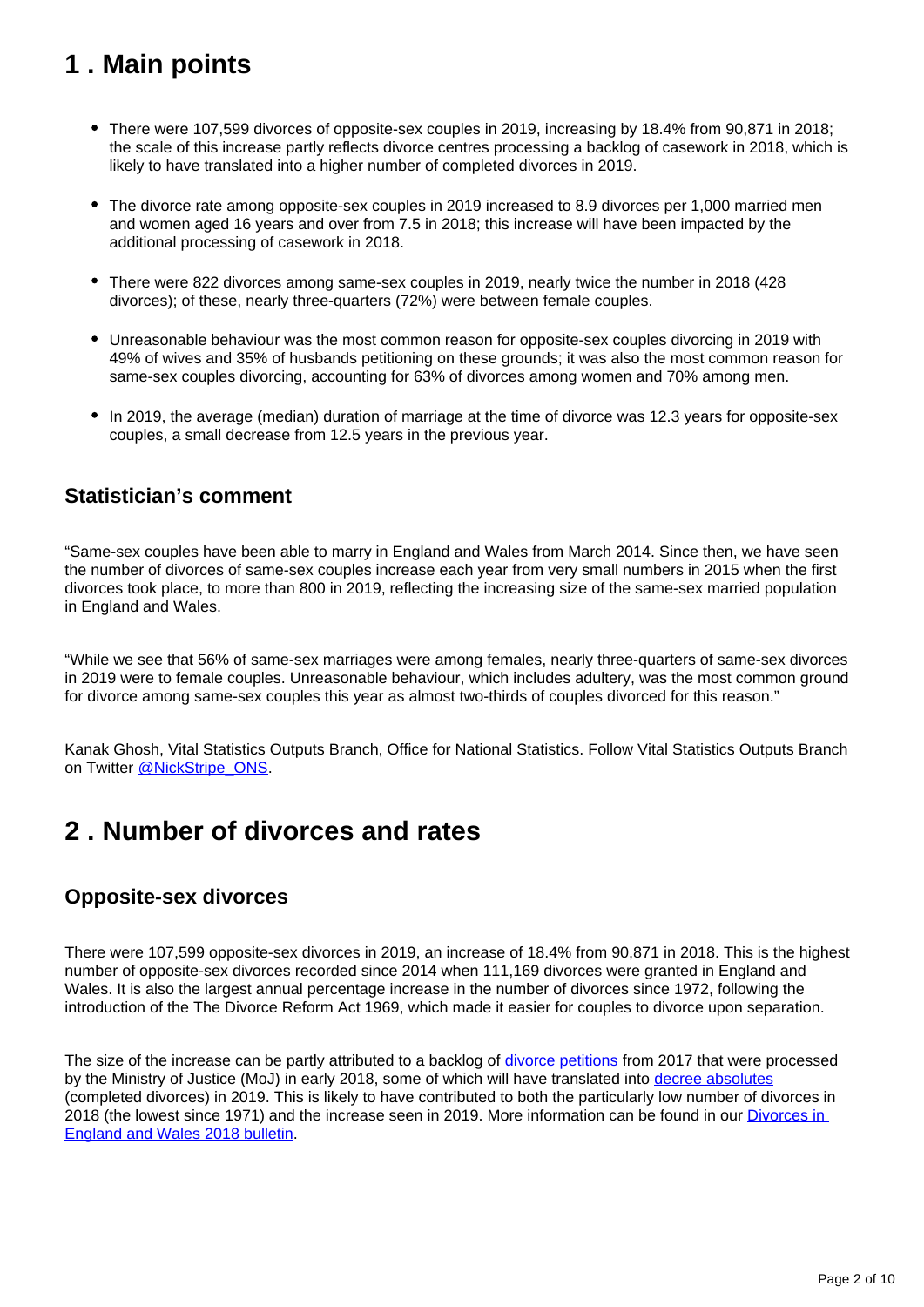## 1 . Main points

- There were 107,599 divorces of opposite-sex couples in 2019, increasing by 18.4% from 90,871 in 2018; the scale of this increase partly reflects divorce centres processing a backlog of casework in 2018, which is likely to have translated into a higher number of completed divorces in 2019.

- The divorce rate among opposite-sex couples in 2019 increased to 8.9 divorces per 1,000 married men and women aged 16 years and over from 7.5 in 2018; this increase will have been impacted by the additional processing of casework in 2018.

- There were 822 divorces among same-sex couples in 2019, nearly twice the number in 2018 (428 divorces); of these, nearly three-quarters (72%) were between female couples.

- Unreasonable behaviour was the most common reason for opposite-sex couples divorcing in 2019 with 49% of wives and 35% of husbands petitioning on these grounds; it was also the most common reason for same-sex couples divorcing, accounting for 63% of divorces among women and 70% among men.

- In 2019, the average (median) duration of marriage at the time of divorce was 12.3 years for opposite-sex couples, a small decrease from 12.5 years in the previous year.

### Statistician's comment

"Same-sex couples have been able to marry in England and Wales from March 2014. Since then, we have seen the number of divorces of same-sex couples increase each year from very small numbers in 2015 when the first divorces took place, to more than 800 in 2019, reflecting the increasing size of the same-sex married population in England and Wales.

"While we see that 56% of same-sex marriages were among females, nearly three-quarters of same-sex divorces in 2019 were to female couples. Unreasonable behaviour, which includes adultery, was the most common ground for divorce among same-sex couples this year as almost two-thirds of couples divorced for this reason."

Kanak Ghosh, Vital Statistics Outputs Branch, Office for National Statistics. Follow Vital Statistics Outputs Branch on Twitter @NickStripe_ONS.

## 2 . Number of divorces and rates

### Opposite-sex divorces

There were 107,599 opposite-sex divorces in 2019, an increase of 18.4% from 90,871 in 2018. This is the highest number of opposite-sex divorces recorded since 2014 when 111,169 divorces were granted in England and Wales. It is also the largest annual percentage increase in the number of divorces since 1972, following the introduction of the The Divorce Reform Act 1969, which made it easier for couples to divorce upon separation.

The size of the increase can be partly attributed to a backlog of divorce petitions from 2017 that were processed by the Ministry of Justice (MoJ) in early 2018, some of which will have translated into decree absolutes (completed divorces) in 2019. This is likely to have contributed to both the particularly low number of divorces in 2018 (the lowest since 1971) and the increase seen in 2019. More information can be found in our Divorces in England and Wales 2018 bulletin.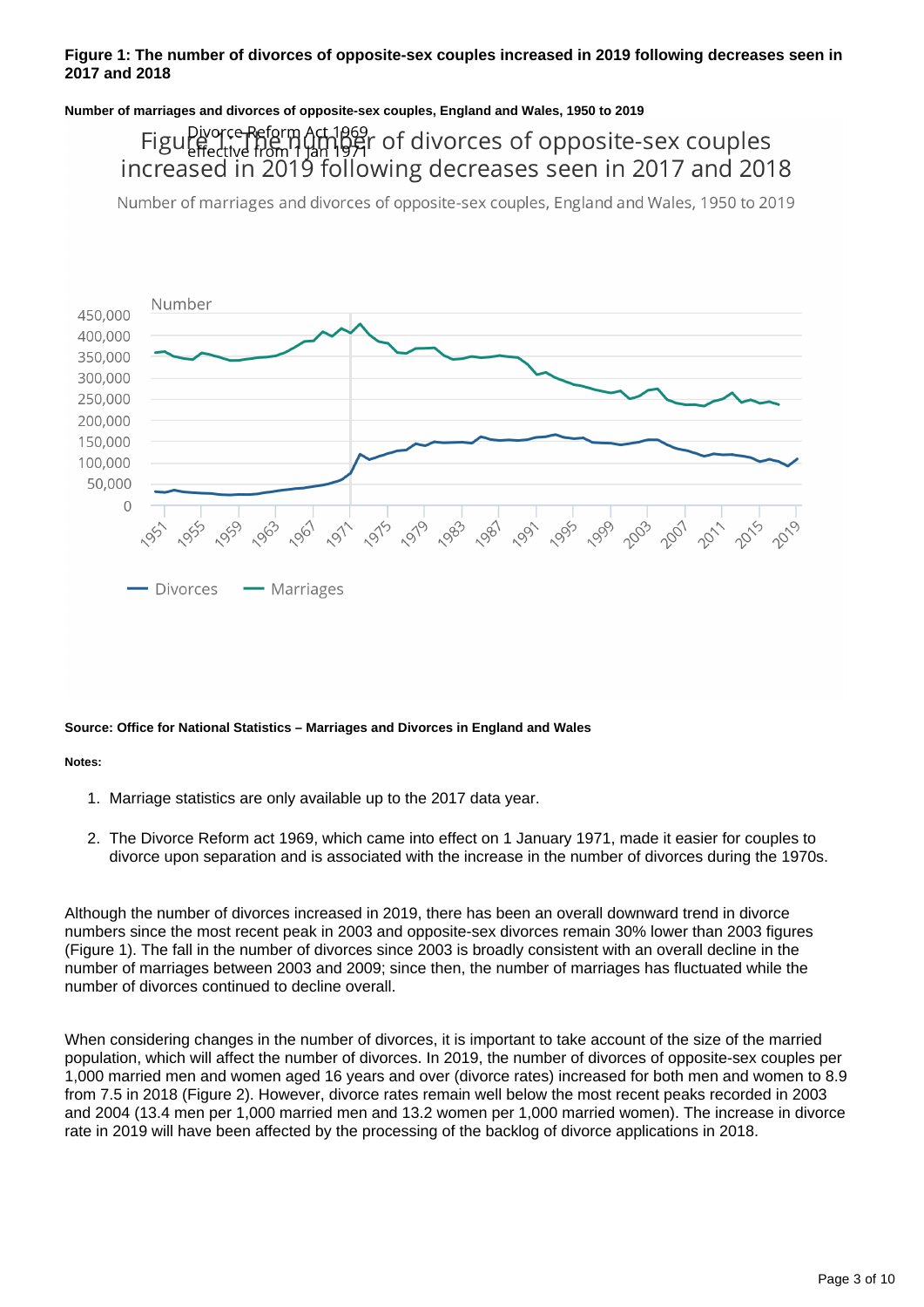**Figure 1: The number of divorces of opposite-sex couples increased in 2019 following decreases seen in 2017 and 2018**

**Number of marriages and divorces of opposite-sex couples, England and Wales, 1950 to 2019**

**Source: Office for National Statistics – Marriages and Divorces in England and Wales**

**Notes:**

1. Marriage statistics are only available up to the 2017 data year.
2. The Divorce Reform act 1969, which came into effect on 1 January 1971, made it easier for couples to divorce upon separation and is associated with the increase in the number of divorces during the 1970s.

Although the number of divorces increased in 2019, there has been an overall downward trend in divorce numbers since the most recent peak in 2003 and opposite-sex divorces remain 30% lower than 2003 figures (Figure 1). The fall in the number of divorces since 2003 is broadly consistent with an overall decline in the number of marriages between 2003 and 2009; since then, the number of marriages has fluctuated while the number of divorces continued to decline overall.

When considering changes in the number of divorces, it is important to take account of the size of the married population, which will affect the number of divorces. In 2019, the number of divorces of opposite-sex couples per 1,000 married men and women aged 16 years and over (divorce rates) increased for both men and women to 8.9 from 7.5 in 2018 (Figure 2). However, divorce rates remain well below the most recent peaks recorded in 2003 and 2004 (13.4 men per 1,000 married men and 13.2 women per 1,000 married women). The increase in divorce rate in 2019 will have been affected by the processing of the backlog of divorce applications in 2018.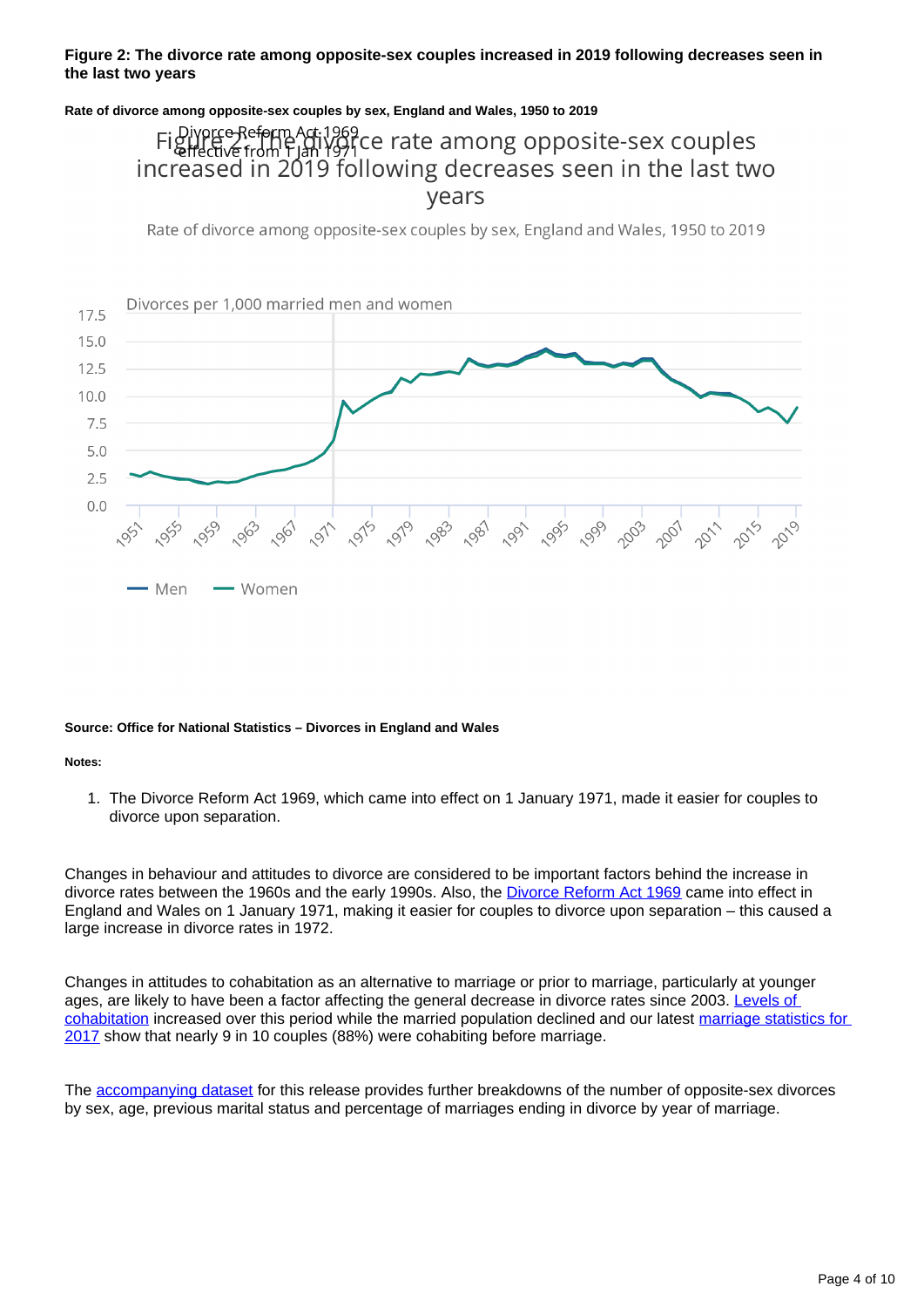**Figure 2: The divorce rate among opposite-sex couples increased in 2019 following decreases seen in the last two years**

**Rate of divorce among opposite-sex couples by sex, England and Wales, 1950 to 2019**

Figure 2: The divorce rate among opposite-sex couples increased in 2019 following decreases seen in the last two years

Rate of divorce among opposite-sex couples by sex, England and Wales, 1950 to 2019

Divorce Reform Act 1969 effective from 1 Jan 1971

Divorces per 1,000 married men and women

Men  Women

**Source: Office for National Statistics – Divorces in England and Wales**

**Notes:**

1. The Divorce Reform Act 1969, which came into effect on 1 January 1971, made it easier for couples to divorce upon separation.

Changes in behaviour and attitudes to divorce are considered to be important factors behind the increase in divorce rates between the 1960s and the early 1990s. Also, the Divorce Reform Act 1969 came into effect in England and Wales on 1 January 1971, making it easier for couples to divorce upon separation – this caused a large increase in divorce rates in 1972.

Changes in attitudes to cohabitation as an alternative to marriage or prior to marriage, particularly at younger ages, are likely to have been a factor affecting the general decrease in divorce rates since 2003. Levels of cohabitation increased over this period while the married population declined and our latest marriage statistics for 2017 show that nearly 9 in 10 couples (88%) were cohabiting before marriage.

The accompanying dataset for this release provides further breakdowns of the number of opposite-sex divorces by sex, age, previous marital status and percentage of marriages ending in divorce by year of marriage.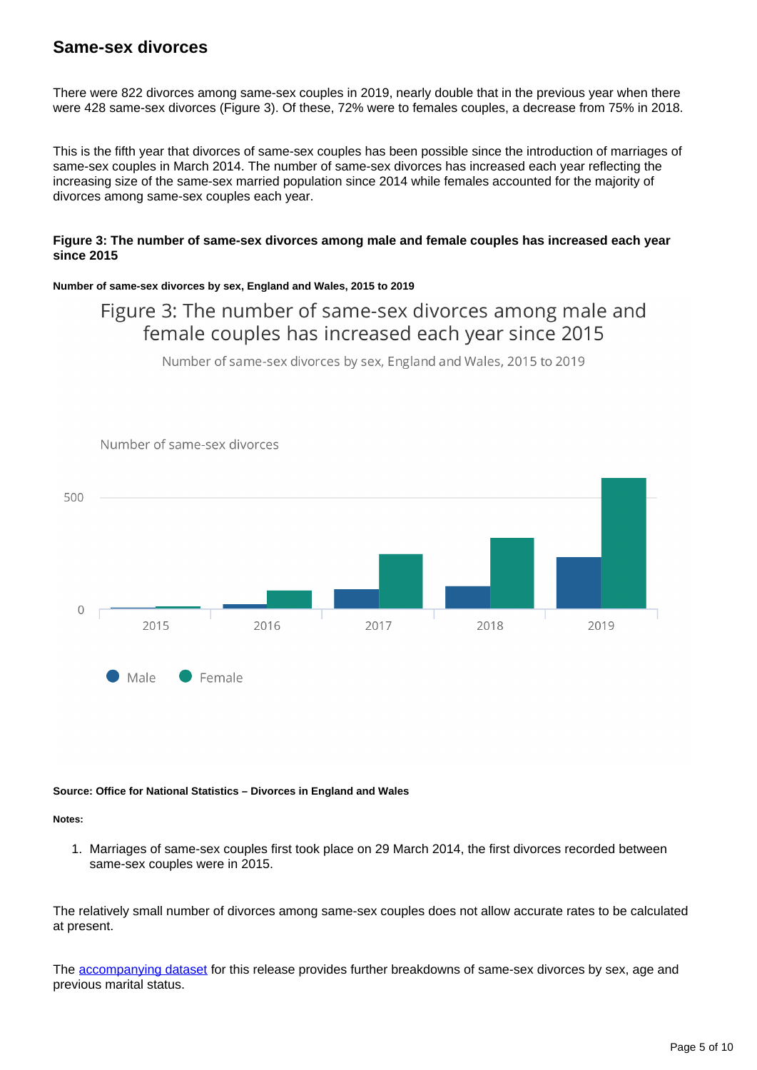## Same-sex divorces

There were 822 divorces among same-sex couples in 2019, nearly double that in the previous year when there were 428 same-sex divorces (Figure 3). Of these, 72% were to females couples, a decrease from 75% in 2018.

This is the fifth year that divorces of same-sex couples has been possible since the introduction of marriages of same-sex couples in March 2014. The number of same-sex divorces has increased each year reflecting the increasing size of the same-sex married population since 2014 while females accounted for the majority of divorces among same-sex couples each year.

**Figure 3: The number of same-sex divorces among male and female couples has increased each year since 2015**

**Number of same-sex divorces by sex, England and Wales, 2015 to 2019**

**Source: Office for National Statistics – Divorces in England and Wales**

**Notes:**

1. Marriages of same-sex couples first took place on 29 March 2014, the first divorces recorded between same-sex couples were in 2015.

The relatively small number of divorces among same-sex couples does not allow accurate rates to be calculated at present.

The [accompanying dataset] for this release provides further breakdowns of same-sex divorces by sex, age and previous marital status.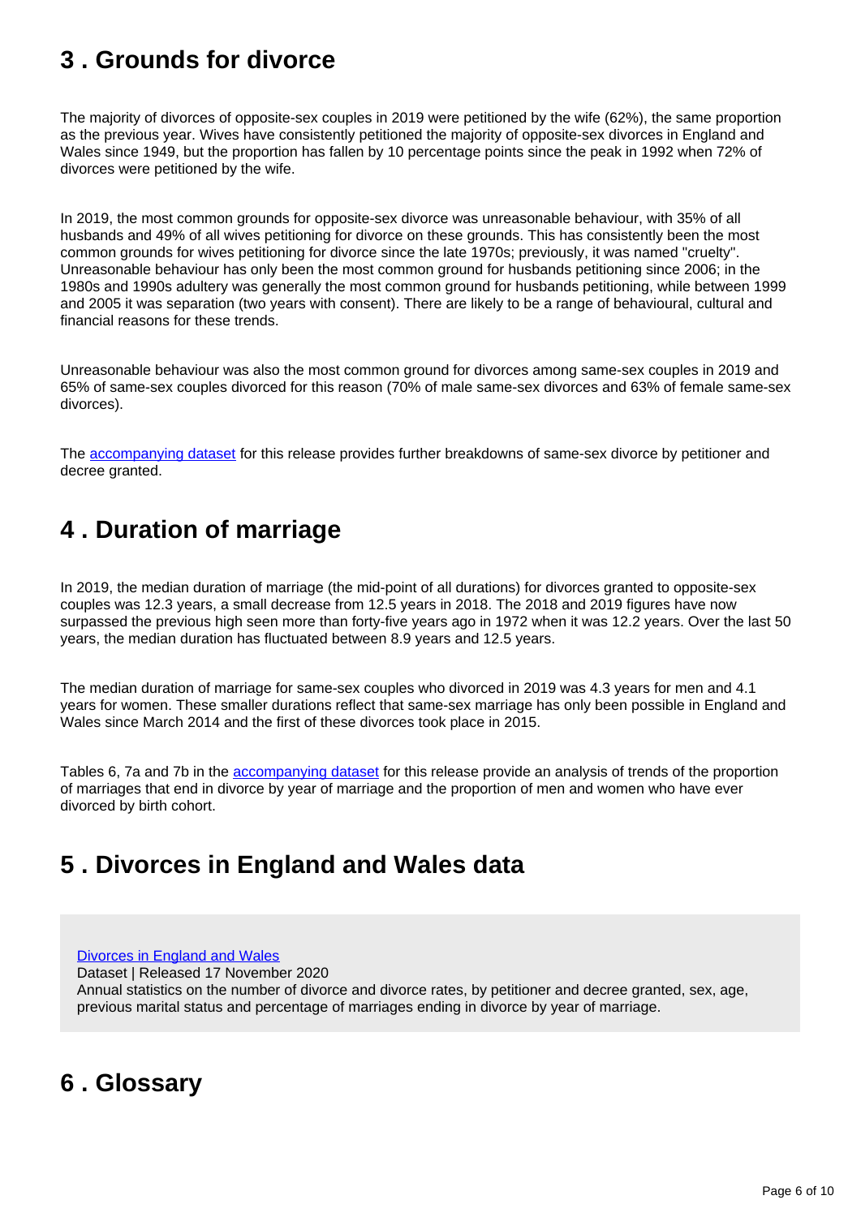## 3 . Grounds for divorce

The majority of divorces of opposite-sex couples in 2019 were petitioned by the wife (62%), the same proportion as the previous year. Wives have consistently petitioned the majority of opposite-sex divorces in England and Wales since 1949, but the proportion has fallen by 10 percentage points since the peak in 1992 when 72% of divorces were petitioned by the wife.

In 2019, the most common grounds for opposite-sex divorce was unreasonable behaviour, with 35% of all husbands and 49% of all wives petitioning for divorce on these grounds. This has consistently been the most common grounds for wives petitioning for divorce since the late 1970s; previously, it was named "cruelty". Unreasonable behaviour has only been the most common ground for husbands petitioning since 2006; in the 1980s and 1990s adultery was generally the most common ground for husbands petitioning, while between 1999 and 2005 it was separation (two years with consent). There are likely to be a range of behavioural, cultural and financial reasons for these trends.

Unreasonable behaviour was also the most common ground for divorces among same-sex couples in 2019 and 65% of same-sex couples divorced for this reason (70% of male same-sex divorces and 63% of female same-sex divorces).

The [accompanying dataset] for this release provides further breakdowns of same-sex divorce by petitioner and decree granted.

## 4 . Duration of marriage

In 2019, the median duration of marriage (the mid-point of all durations) for divorces granted to opposite-sex couples was 12.3 years, a small decrease from 12.5 years in 2018. The 2018 and 2019 figures have now surpassed the previous high seen more than forty-five years ago in 1972 when it was 12.2 years. Over the last 50 years, the median duration has fluctuated between 8.9 years and 12.5 years.

The median duration of marriage for same-sex couples who divorced in 2019 was 4.3 years for men and 4.1 years for women. These smaller durations reflect that same-sex marriage has only been possible in England and Wales since March 2014 and the first of these divorces took place in 2015.

Tables 6, 7a and 7b in the [accompanying dataset] for this release provide an analysis of trends of the proportion of marriages that end in divorce by year of marriage and the proportion of men and women who have ever divorced by birth cohort.

## 5 . Divorces in England and Wales data

[Divorces in England and Wales]
Dataset | Released 17 November 2020
Annual statistics on the number of divorce and divorce rates, by petitioner and decree granted, sex, age, previous marital status and percentage of marriages ending in divorce by year of marriage.

## 6 . Glossary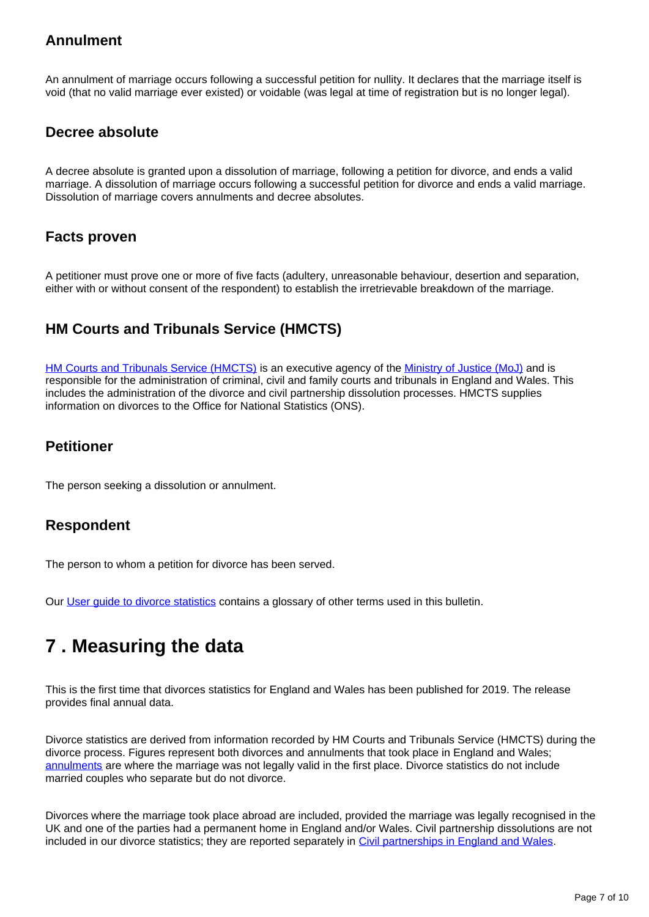### Annulment

An annulment of marriage occurs following a successful petition for nullity. It declares that the marriage itself is void (that no valid marriage ever existed) or voidable (was legal at time of registration but is no longer legal).

### Decree absolute

A decree absolute is granted upon a dissolution of marriage, following a petition for divorce, and ends a valid marriage. A dissolution of marriage occurs following a successful petition for divorce and ends a valid marriage. Dissolution of marriage covers annulments and decree absolutes.

### Facts proven

A petitioner must prove one or more of five facts (adultery, unreasonable behaviour, desertion and separation, either with or without consent of the respondent) to establish the irretrievable breakdown of the marriage.

### HM Courts and Tribunals Service (HMCTS)

HM Courts and Tribunals Service (HMCTS) is an executive agency of the Ministry of Justice (MoJ) and is responsible for the administration of criminal, civil and family courts and tribunals in England and Wales. This includes the administration of the divorce and civil partnership dissolution processes. HMCTS supplies information on divorces to the Office for National Statistics (ONS).

### Petitioner

The person seeking a dissolution or annulment.

### Respondent

The person to whom a petition for divorce has been served.

Our User guide to divorce statistics contains a glossary of other terms used in this bulletin.

## 7 . Measuring the data

This is the first time that divorces statistics for England and Wales has been published for 2019. The release provides final annual data.

Divorce statistics are derived from information recorded by HM Courts and Tribunals Service (HMCTS) during the divorce process. Figures represent both divorces and annulments that took place in England and Wales; annulments are where the marriage was not legally valid in the first place. Divorce statistics do not include married couples who separate but do not divorce.

Divorces where the marriage took place abroad are included, provided the marriage was legally recognised in the UK and one of the parties had a permanent home in England and/or Wales. Civil partnership dissolutions are not included in our divorce statistics; they are reported separately in Civil partnerships in England and Wales.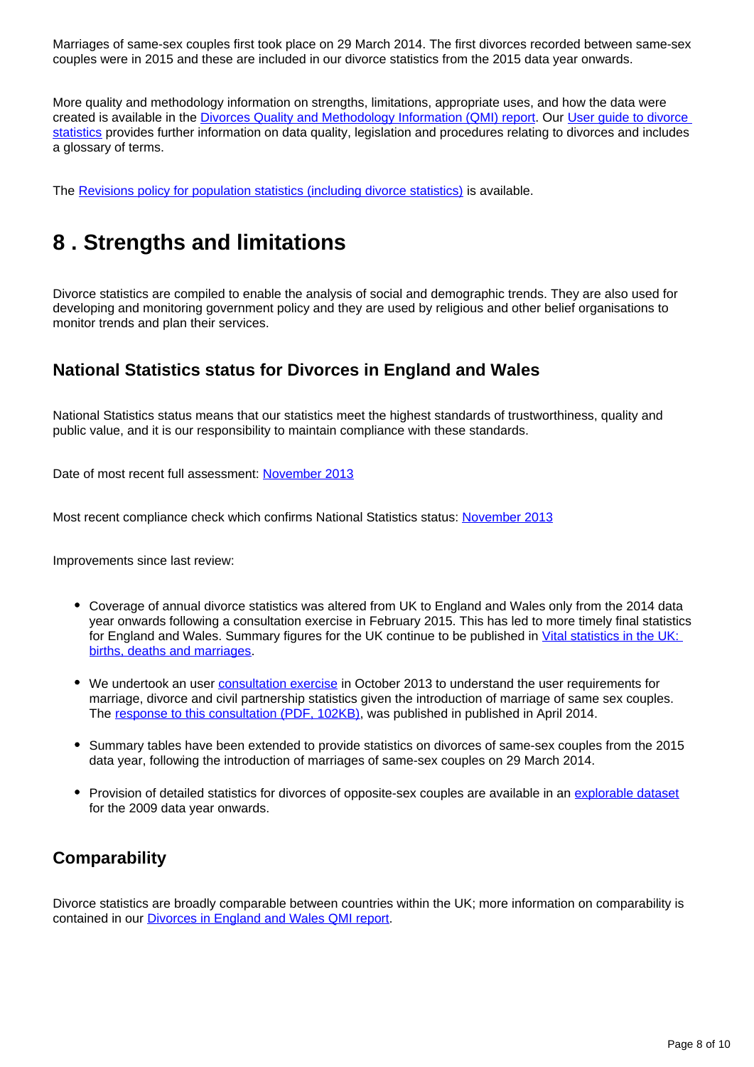Marriages of same-sex couples first took place on 29 March 2014. The first divorces recorded between same-sex couples were in 2015 and these are included in our divorce statistics from the 2015 data year onwards.

More quality and methodology information on strengths, limitations, appropriate uses, and how the data were created is available in the Divorces Quality and Methodology Information (QMI) report. Our User guide to divorce statistics provides further information on data quality, legislation and procedures relating to divorces and includes a glossary of terms.

The Revisions policy for population statistics (including divorce statistics) is available.

# 8 . Strengths and limitations

Divorce statistics are compiled to enable the analysis of social and demographic trends. They are also used for developing and monitoring government policy and they are used by religious and other belief organisations to monitor trends and plan their services.

## National Statistics status for Divorces in England and Wales

National Statistics status means that our statistics meet the highest standards of trustworthiness, quality and public value, and it is our responsibility to maintain compliance with these standards.

Date of most recent full assessment: November 2013

Most recent compliance check which confirms National Statistics status: November 2013

Improvements since last review:

- Coverage of annual divorce statistics was altered from UK to England and Wales only from the 2014 data year onwards following a consultation exercise in February 2015. This has led to more timely final statistics for England and Wales. Summary figures for the UK continue to be published in Vital statistics in the UK: births, deaths and marriages.
- We undertook an user consultation exercise in October 2013 to understand the user requirements for marriage, divorce and civil partnership statistics given the introduction of marriage of same sex couples. The response to this consultation (PDF, 102KB), was published in published in April 2014.
- Summary tables have been extended to provide statistics on divorces of same-sex couples from the 2015 data year, following the introduction of marriages of same-sex couples on 29 March 2014.
- Provision of detailed statistics for divorces of opposite-sex couples are available in an explorable dataset for the 2009 data year onwards.

## Comparability

Divorce statistics are broadly comparable between countries within the UK; more information on comparability is contained in our Divorces in England and Wales QMI report.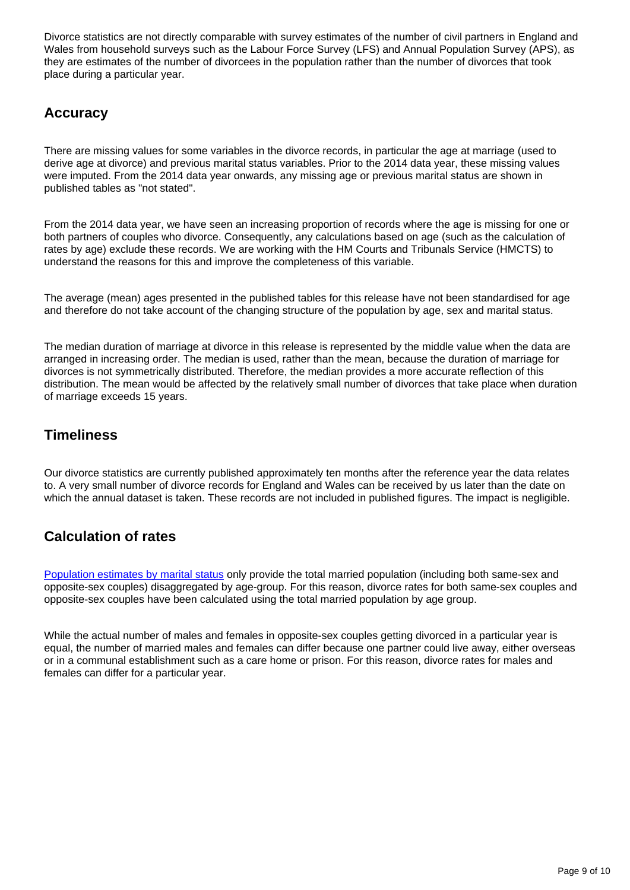Divorce statistics are not directly comparable with survey estimates of the number of civil partners in England and Wales from household surveys such as the Labour Force Survey (LFS) and Annual Population Survey (APS), as they are estimates of the number of divorcees in the population rather than the number of divorces that took place during a particular year.

## Accuracy

There are missing values for some variables in the divorce records, in particular the age at marriage (used to derive age at divorce) and previous marital status variables. Prior to the 2014 data year, these missing values were imputed. From the 2014 data year onwards, any missing age or previous marital status are shown in published tables as "not stated".

From the 2014 data year, we have seen an increasing proportion of records where the age is missing for one or both partners of couples who divorce. Consequently, any calculations based on age (such as the calculation of rates by age) exclude these records. We are working with the HM Courts and Tribunals Service (HMCTS) to understand the reasons for this and improve the completeness of this variable.

The average (mean) ages presented in the published tables for this release have not been standardised for age and therefore do not take account of the changing structure of the population by age, sex and marital status.

The median duration of marriage at divorce in this release is represented by the middle value when the data are arranged in increasing order. The median is used, rather than the mean, because the duration of marriage for divorces is not symmetrically distributed. Therefore, the median provides a more accurate reflection of this distribution. The mean would be affected by the relatively small number of divorces that take place when duration of marriage exceeds 15 years.

## Timeliness

Our divorce statistics are currently published approximately ten months after the reference year the data relates to. A very small number of divorce records for England and Wales can be received by us later than the date on which the annual dataset is taken. These records are not included in published figures. The impact is negligible.

## Calculation of rates

[Population estimates by marital status](#) only provide the total married population (including both same-sex and opposite-sex couples) disaggregated by age-group. For this reason, divorce rates for both same-sex couples and opposite-sex couples have been calculated using the total married population by age group.

While the actual number of males and females in opposite-sex couples getting divorced in a particular year is equal, the number of married males and females can differ because one partner could live away, either overseas or in a communal establishment such as a care home or prison. For this reason, divorce rates for males and females can differ for a particular year.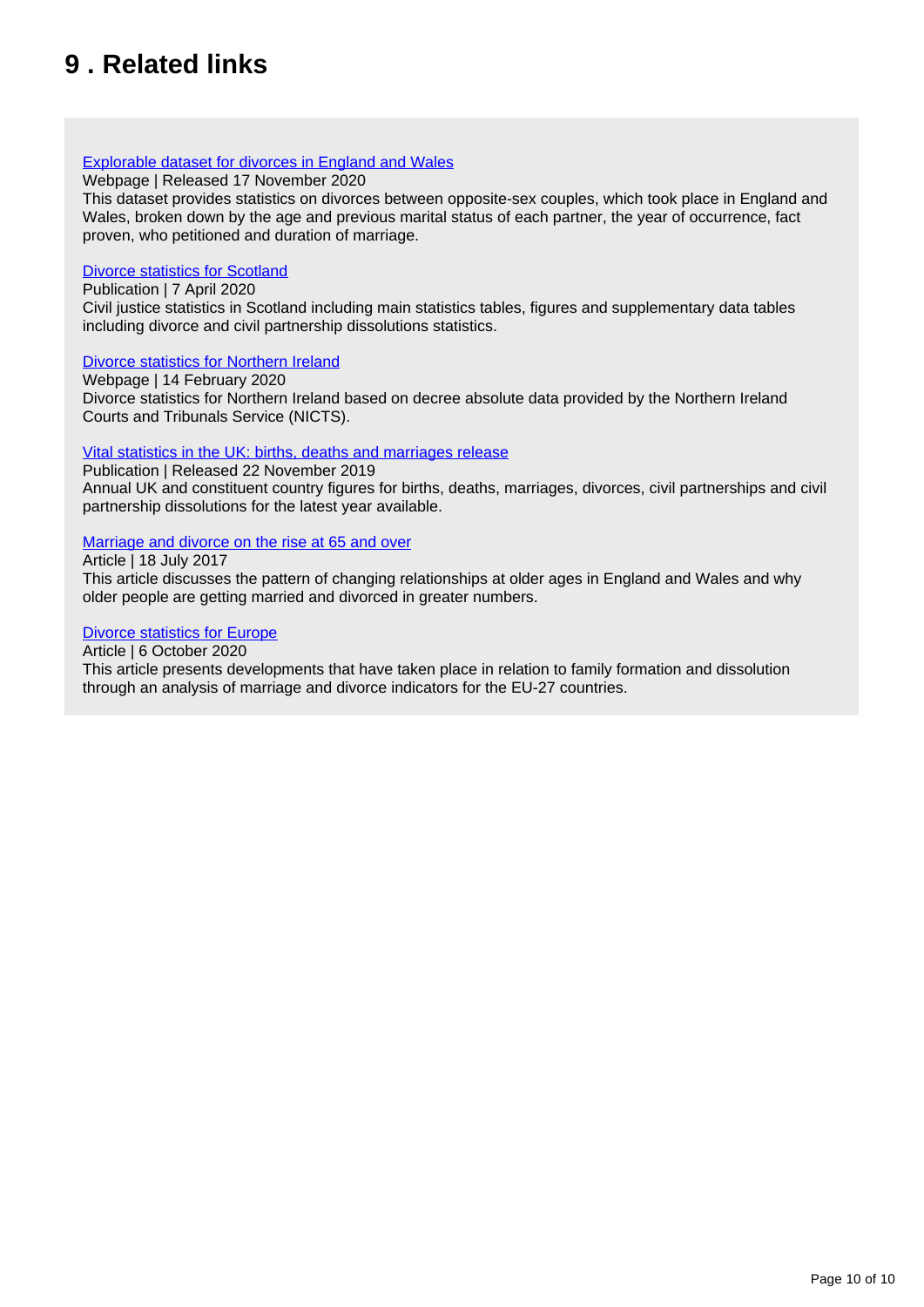## 9 . Related links

[Explorable dataset for divorces in England and Wales]
Webpage | Released 17 November 2020
This dataset provides statistics on divorces between opposite-sex couples, which took place in England and Wales, broken down by the age and previous marital status of each partner, the year of occurrence, fact proven, who petitioned and duration of marriage.

[Divorce statistics for Scotland]
Publication | 7 April 2020
Civil justice statistics in Scotland including main statistics tables, figures and supplementary data tables including divorce and civil partnership dissolutions statistics.

[Divorce statistics for Northern Ireland]
Webpage | 14 February 2020
Divorce statistics for Northern Ireland based on decree absolute data provided by the Northern Ireland Courts and Tribunals Service (NICTS).

[Vital statistics in the UK: births, deaths and marriages release]
Publication | Released 22 November 2019
Annual UK and constituent country figures for births, deaths, marriages, divorces, civil partnerships and civil partnership dissolutions for the latest year available.

[Marriage and divorce on the rise at 65 and over]
Article | 18 July 2017
This article discusses the pattern of changing relationships at older ages in England and Wales and why older people are getting married and divorced in greater numbers.

[Divorce statistics for Europe]
Article | 6 October 2020
This article presents developments that have taken place in relation to family formation and dissolution through an analysis of marriage and divorce indicators for the EU-27 countries.